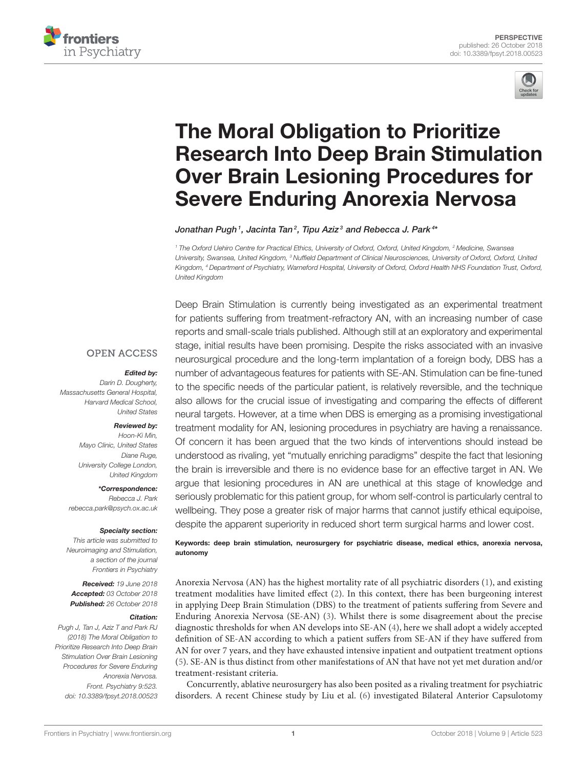PERSPECTIVE
published: 26 October 2018
doi: 10.3389/fpsyt.2018.00523

# The Moral Obligation to Prioritize Research Into Deep Brain Stimulation Over Brain Lesioning Procedures for Severe Enduring Anorexia Nervosa

*Jonathan Pugh[1], Jacinta Tan[2], Tipu Aziz[3] and Rebecca J. Park[4]**

[1] The Oxford Uehiro Centre for Practical Ethics, University of Oxford, Oxford, United Kingdom, [2] Medicine, Swansea University, Swansea, United Kingdom, [3] Nuffield Department of Clinical Neurosciences, University of Oxford, Oxford, United Kingdom, [4] Department of Psychiatry, Warneford Hospital, University of Oxford, Oxford Health NHS Foundation Trust, Oxford, United Kingdom

OPEN ACCESS

***Edited by:***
*Darin D. Dougherty, Massachusetts General Hospital, Harvard Medical School, United States*

***Reviewed by:***
*Hoon-Ki Min, Mayo Clinic, United States*
*Diane Ruge, University College London, United Kingdom*

***\*Correspondence:***
*Rebecca J. Park*
*rebecca.park@psych.ox.ac.uk*

***Specialty section:***
*This article was submitted to Neuroimaging and Stimulation, a section of the journal Frontiers in Psychiatry*

***Received:*** *19 June 2018*
***Accepted:*** *03 October 2018*
***Published:*** *26 October 2018*

***Citation:***
*Pugh J, Tan J, Aziz T and Park RJ (2018) The Moral Obligation to Prioritize Research Into Deep Brain Stimulation Over Brain Lesioning Procedures for Severe Enduring Anorexia Nervosa. Front. Psychiatry 9:523. doi: 10.3389/fpsyt.2018.00523*

Deep Brain Stimulation is currently being investigated as an experimental treatment for patients suffering from treatment-refractory AN, with an increasing number of case reports and small-scale trials published. Although still at an exploratory and experimental stage, initial results have been promising. Despite the risks associated with an invasive neurosurgical procedure and the long-term implantation of a foreign body, DBS has a number of advantageous features for patients with SE-AN. Stimulation can be fine-tuned to the specific needs of the particular patient, is relatively reversible, and the technique also allows for the crucial issue of investigating and comparing the effects of different neural targets. However, at a time when DBS is emerging as a promising investigational treatment modality for AN, lesioning procedures in psychiatry are having a renaissance. Of concern it has been argued that the two kinds of interventions should instead be understood as rivaling, yet "mutually enriching paradigms" despite the fact that lesioning the brain is irreversible and there is no evidence base for an effective target in AN. We argue that lesioning procedures in AN are unethical at this stage of knowledge and seriously problematic for this patient group, for whom self-control is particularly central to wellbeing. They pose a greater risk of major harms that cannot justify ethical equipoise, despite the apparent superiority in reduced short term surgical harms and lower cost.

**Keywords: deep brain stimulation, neurosurgery for psychiatric disease, medical ethics, anorexia nervosa, autonomy**

Anorexia Nervosa (AN) has the highest mortality rate of all psychiatric disorders (1), and existing treatment modalities have limited effect (2). In this context, there has been burgeoning interest in applying Deep Brain Stimulation (DBS) to the treatment of patients suffering from Severe and Enduring Anorexia Nervosa (SE-AN) (3). Whilst there is some disagreement about the precise diagnostic thresholds for when AN develops into SE-AN (4), here we shall adopt a widely accepted definition of SE-AN according to which a patient suffers from SE-AN if they have suffered from AN for over 7 years, and they have exhausted intensive inpatient and outpatient treatment options (5). SE-AN is thus distinct from other manifestations of AN that have not yet met duration and/or treatment-resistant criteria.

Concurrently, ablative neurosurgery has also been posited as a rivaling treatment for psychiatric disorders. A recent Chinese study by Liu et al. (6) investigated Bilateral Anterior Capsulotomy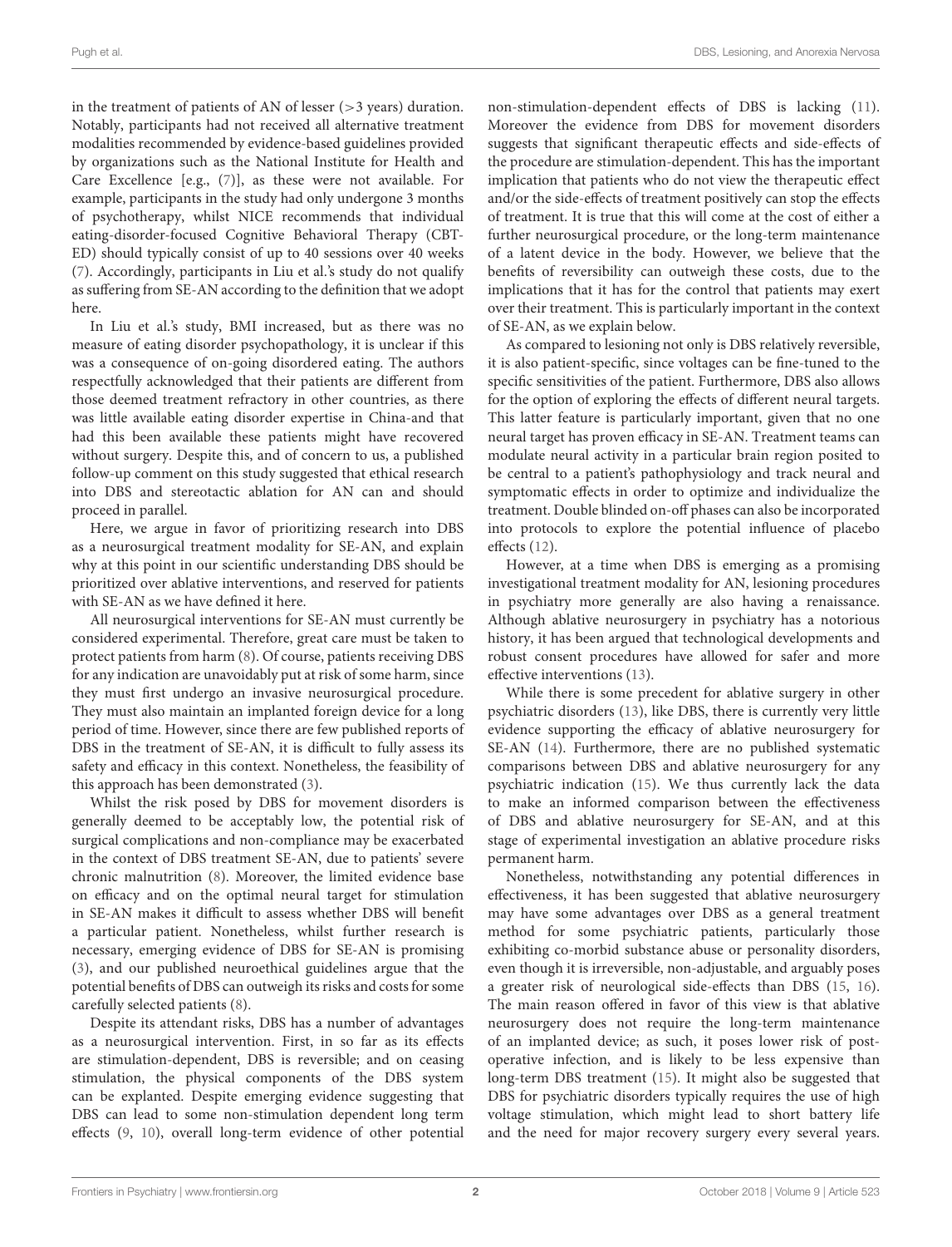in the treatment of patients of AN of lesser (>3 years) duration. Notably, participants had not received all alternative treatment modalities recommended by evidence-based guidelines provided by organizations such as the National Institute for Health and Care Excellence [e.g., (7)], as these were not available. For example, participants in the study had only undergone 3 months of psychotherapy, whilst NICE recommends that individual eating-disorder-focused Cognitive Behavioral Therapy (CBT-ED) should typically consist of up to 40 sessions over 40 weeks (7). Accordingly, participants in Liu et al.'s study do not qualify as suffering from SE-AN according to the definition that we adopt here.

In Liu et al.'s study, BMI increased, but as there was no measure of eating disorder psychopathology, it is unclear if this was a consequence of on-going disordered eating. The authors respectfully acknowledged that their patients are different from those deemed treatment refractory in other countries, as there was little available eating disorder expertise in China-and that had this been available these patients might have recovered without surgery. Despite this, and of concern to us, a published follow-up comment on this study suggested that ethical research into DBS and stereotactic ablation for AN can and should proceed in parallel.

Here, we argue in favor of prioritizing research into DBS as a neurosurgical treatment modality for SE-AN, and explain why at this point in our scientific understanding DBS should be prioritized over ablative interventions, and reserved for patients with SE-AN as we have defined it here.

All neurosurgical interventions for SE-AN must currently be considered experimental. Therefore, great care must be taken to protect patients from harm (8). Of course, patients receiving DBS for any indication are unavoidably put at risk of some harm, since they must first undergo an invasive neurosurgical procedure. They must also maintain an implanted foreign device for a long period of time. However, since there are few published reports of DBS in the treatment of SE-AN, it is difficult to fully assess its safety and efficacy in this context. Nonetheless, the feasibility of this approach has been demonstrated (3).

Whilst the risk posed by DBS for movement disorders is generally deemed to be acceptably low, the potential risk of surgical complications and non-compliance may be exacerbated in the context of DBS treatment SE-AN, due to patients' severe chronic malnutrition (8). Moreover, the limited evidence base on efficacy and on the optimal neural target for stimulation in SE-AN makes it difficult to assess whether DBS will benefit a particular patient. Nonetheless, whilst further research is necessary, emerging evidence of DBS for SE-AN is promising (3), and our published neuroethical guidelines argue that the potential benefits of DBS can outweigh its risks and costs for some carefully selected patients (8).

Despite its attendant risks, DBS has a number of advantages as a neurosurgical intervention. First, in so far as its effects are stimulation-dependent, DBS is reversible; and on ceasing stimulation, the physical components of the DBS system can be explanted. Despite emerging evidence suggesting that DBS can lead to some non-stimulation dependent long term effects (9, 10), overall long-term evidence of other potential non-stimulation-dependent effects of DBS is lacking (11). Moreover the evidence from DBS for movement disorders suggests that significant therapeutic effects and side-effects of the procedure are stimulation-dependent. This has the important implication that patients who do not view the therapeutic effect and/or the side-effects of treatment positively can stop the effects of treatment. It is true that this will come at the cost of either a further neurosurgical procedure, or the long-term maintenance of a latent device in the body. However, we believe that the benefits of reversibility can outweigh these costs, due to the implications that it has for the control that patients may exert over their treatment. This is particularly important in the context of SE-AN, as we explain below.

As compared to lesioning not only is DBS relatively reversible, it is also patient-specific, since voltages can be fine-tuned to the specific sensitivities of the patient. Furthermore, DBS also allows for the option of exploring the effects of different neural targets. This latter feature is particularly important, given that no one neural target has proven efficacy in SE-AN. Treatment teams can modulate neural activity in a particular brain region posited to be central to a patient's pathophysiology and track neural and symptomatic effects in order to optimize and individualize the treatment. Double blinded on-off phases can also be incorporated into protocols to explore the potential influence of placebo effects (12).

However, at a time when DBS is emerging as a promising investigational treatment modality for AN, lesioning procedures in psychiatry more generally are also having a renaissance. Although ablative neurosurgery in psychiatry has a notorious history, it has been argued that technological developments and robust consent procedures have allowed for safer and more effective interventions (13).

While there is some precedent for ablative surgery in other psychiatric disorders (13), like DBS, there is currently very little evidence supporting the efficacy of ablative neurosurgery for SE-AN (14). Furthermore, there are no published systematic comparisons between DBS and ablative neurosurgery for any psychiatric indication (15). We thus currently lack the data to make an informed comparison between the effectiveness of DBS and ablative neurosurgery for SE-AN, and at this stage of experimental investigation an ablative procedure risks permanent harm.

Nonetheless, notwithstanding any potential differences in effectiveness, it has been suggested that ablative neurosurgery may have some advantages over DBS as a general treatment method for some psychiatric patients, particularly those exhibiting co-morbid substance abuse or personality disorders, even though it is irreversible, non-adjustable, and arguably poses a greater risk of neurological side-effects than DBS (15, 16). The main reason offered in favor of this view is that ablative neurosurgery does not require the long-term maintenance of an implanted device; as such, it poses lower risk of post-operative infection, and is likely to be less expensive than long-term DBS treatment (15). It might also be suggested that DBS for psychiatric disorders typically requires the use of high voltage stimulation, which might lead to short battery life and the need for major recovery surgery every several years.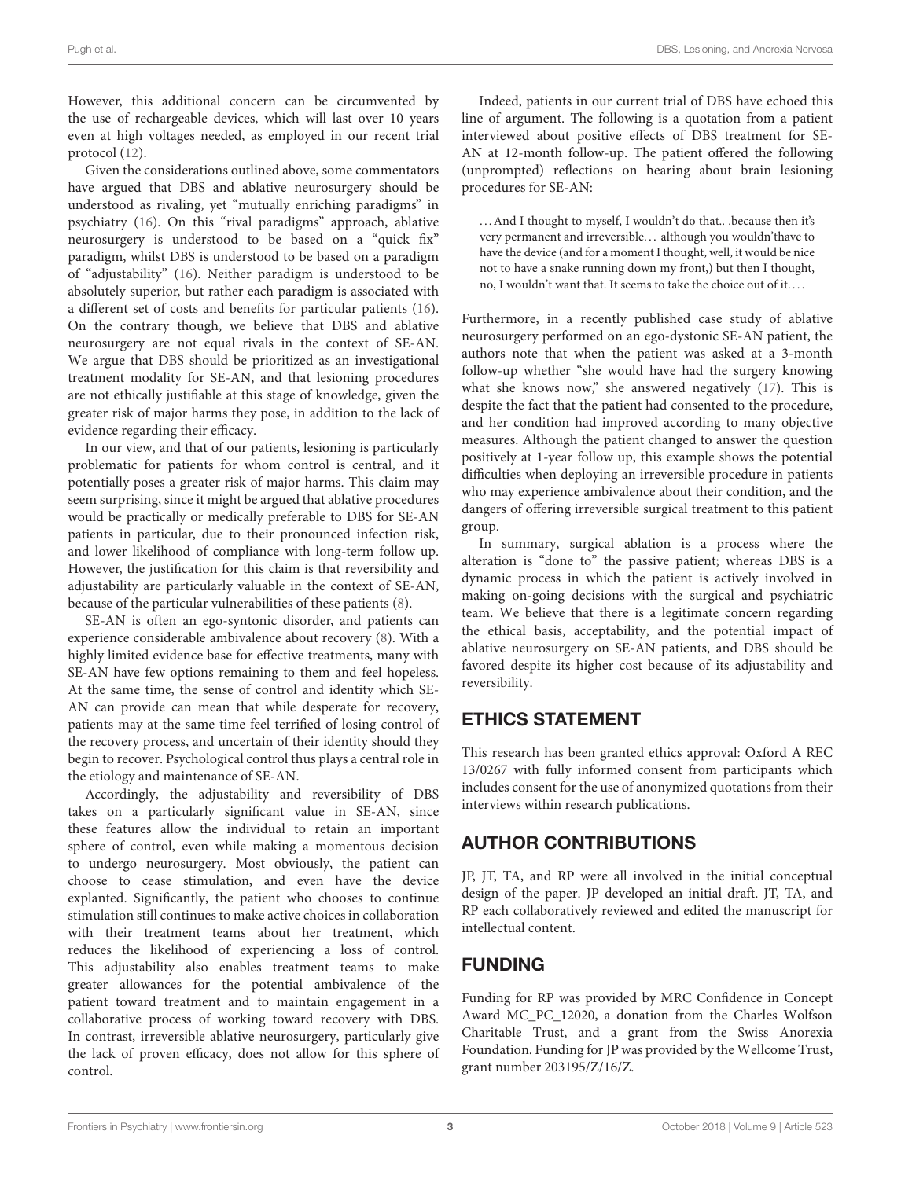However, this additional concern can be circumvented by the use of rechargeable devices, which will last over 10 years even at high voltages needed, as employed in our recent trial protocol (12).

Given the considerations outlined above, some commentators have argued that DBS and ablative neurosurgery should be understood as rivaling, yet "mutually enriching paradigms" in psychiatry (16). On this "rival paradigms" approach, ablative neurosurgery is understood to be based on a "quick fix" paradigm, whilst DBS is understood to be based on a paradigm of "adjustability" (16). Neither paradigm is understood to be absolutely superior, but rather each paradigm is associated with a different set of costs and benefits for particular patients (16). On the contrary though, we believe that DBS and ablative neurosurgery are not equal rivals in the context of SE-AN. We argue that DBS should be prioritized as an investigational treatment modality for SE-AN, and that lesioning procedures are not ethically justifiable at this stage of knowledge, given the greater risk of major harms they pose, in addition to the lack of evidence regarding their efficacy.

In our view, and that of our patients, lesioning is particularly problematic for patients for whom control is central, and it potentially poses a greater risk of major harms. This claim may seem surprising, since it might be argued that ablative procedures would be practically or medically preferable to DBS for SE-AN patients in particular, due to their pronounced infection risk, and lower likelihood of compliance with long-term follow up. However, the justification for this claim is that reversibility and adjustability are particularly valuable in the context of SE-AN, because of the particular vulnerabilities of these patients (8).

SE-AN is often an ego-syntonic disorder, and patients can experience considerable ambivalence about recovery (8). With a highly limited evidence base for effective treatments, many with SE-AN have few options remaining to them and feel hopeless. At the same time, the sense of control and identity which SE-AN can provide can mean that while desperate for recovery, patients may at the same time feel terrified of losing control of the recovery process, and uncertain of their identity should they begin to recover. Psychological control thus plays a central role in the etiology and maintenance of SE-AN.

Accordingly, the adjustability and reversibility of DBS takes on a particularly significant value in SE-AN, since these features allow the individual to retain an important sphere of control, even while making a momentous decision to undergo neurosurgery. Most obviously, the patient can choose to cease stimulation, and even have the device explanted. Significantly, the patient who chooses to continue stimulation still continues to make active choices in collaboration with their treatment teams about her treatment, which reduces the likelihood of experiencing a loss of control. This adjustability also enables treatment teams to make greater allowances for the potential ambivalence of the patient toward treatment and to maintain engagement in a collaborative process of working toward recovery with DBS. In contrast, irreversible ablative neurosurgery, particularly give the lack of proven efficacy, does not allow for this sphere of control.

Indeed, patients in our current trial of DBS have echoed this line of argument. The following is a quotation from a patient interviewed about positive effects of DBS treatment for SE-AN at 12-month follow-up. The patient offered the following (unprompted) reflections on hearing about brain lesioning procedures for SE-AN:

> …And I thought to myself, I wouldn't do that.. .because then it's very permanent and irreversible… although you wouldn'thave to have the device (and for a moment I thought, well, it would be nice not to have a snake running down my front,) but then I thought, no, I wouldn't want that. It seems to take the choice out of it.…

Furthermore, in a recently published case study of ablative neurosurgery performed on an ego-dystonic SE-AN patient, the authors note that when the patient was asked at a 3-month follow-up whether "she would have had the surgery knowing what she knows now," she answered negatively (17). This is despite the fact that the patient had consented to the procedure, and her condition had improved according to many objective measures. Although the patient changed to answer the question positively at 1-year follow up, this example shows the potential difficulties when deploying an irreversible procedure in patients who may experience ambivalence about their condition, and the dangers of offering irreversible surgical treatment to this patient group.

In summary, surgical ablation is a process where the alteration is "done to" the passive patient; whereas DBS is a dynamic process in which the patient is actively involved in making on-going decisions with the surgical and psychiatric team. We believe that there is a legitimate concern regarding the ethical basis, acceptability, and the potential impact of ablative neurosurgery on SE-AN patients, and DBS should be favored despite its higher cost because of its adjustability and reversibility.

## ETHICS STATEMENT

This research has been granted ethics approval: Oxford A REC 13/0267 with fully informed consent from participants which includes consent for the use of anonymized quotations from their interviews within research publications.

## AUTHOR CONTRIBUTIONS

JP, JT, TA, and RP were all involved in the initial conceptual design of the paper. JP developed an initial draft. JT, TA, and RP each collaboratively reviewed and edited the manuscript for intellectual content.

## FUNDING

Funding for RP was provided by MRC Confidence in Concept Award MC_PC_12020, a donation from the Charles Wolfson Charitable Trust, and a grant from the Swiss Anorexia Foundation. Funding for JP was provided by the Wellcome Trust, grant number 203195/Z/16/Z.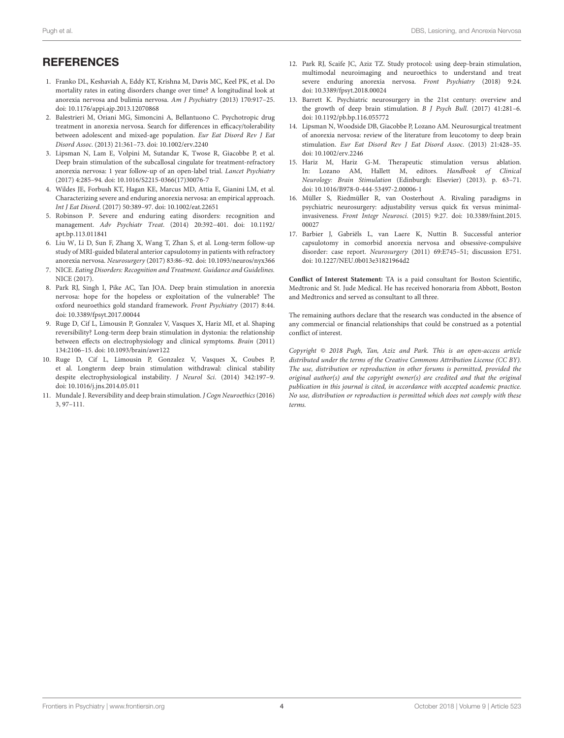## REFERENCES

1. Franko DL, Keshaviah A, Eddy KT, Krishna M, Davis MC, Keel PK, et al. Do mortality rates in eating disorders change over time? A longitudinal look at anorexia nervosa and bulimia nervosa. *Am J Psychiatry* (2013) 170:917–25. doi: 10.1176/appi.ajp.2013.12070868
2. Balestrieri M, Oriani MG, Simoncini A, Bellantuono C. Psychotropic drug treatment in anorexia nervosa. Search for differences in efficacy/tolerability between adolescent and mixed-age population. *Eur Eat Disord Rev J Eat Disord Assoc*. (2013) 21:361–73. doi: 10.1002/erv.2240
3. Lipsman N, Lam E, Volpini M, Sutandar K, Twose R, Giacobbe P, et al. Deep brain stimulation of the subcallosal cingulate for treatment-refractory anorexia nervosa: 1 year follow-up of an open-label trial. *Lancet Psychiatry* (2017) 4:285–94. doi: 10.1016/S2215-0366(17)30076-7
4. Wildes JE, Forbush KT, Hagan KE, Marcus MD, Attia E, Gianini LM, et al. Characterizing severe and enduring anorexia nervosa: an empirical approach. *Int J Eat Disord*. (2017) 50:389–97. doi: 10.1002/eat.22651
5. Robinson P. Severe and enduring eating disorders: recognition and management. *Adv Psychiatr Treat*. (2014) 20:392–401. doi: 10.1192/apt.bp.113.011841
6. Liu W, Li D, Sun F, Zhang X, Wang T, Zhan S, et al. Long-term follow-up study of MRI-guided bilateral anterior capsulotomy in patients with refractory anorexia nervosa. *Neurosurgery* (2017) 83:86–92. doi: 10.1093/neuros/nyx366
7. NICE. *Eating Disorders: Recognition and Treatment. Guidance and Guidelines.* NICE (2017).
8. Park RJ, Singh I, Pike AC, Tan JOA. Deep brain stimulation in anorexia nervosa: hope for the hopeless or exploitation of the vulnerable? The oxford neuroethics gold standard framework. *Front Psychiatry* (2017) 8:44. doi: 10.3389/fpsyt.2017.00044
9. Ruge D, Cif L, Limousin P, Gonzalez V, Vasques X, Hariz MI, et al. Shaping reversibility? Long-term deep brain stimulation in dystonia: the relationship between effects on electrophysiology and clinical symptoms. *Brain* (2011) 134:2106–15. doi: 10.1093/brain/awr122
10. Ruge D, Cif L, Limousin P, Gonzalez V, Vasques X, Coubes P, et al. Longterm deep brain stimulation withdrawal: clinical stability despite electrophysiological instability. *J Neurol Sci*. (2014) 342:197–9. doi: 10.1016/j.jns.2014.05.011
11. Mundale J. Reversibility and deep brain stimulation. *J Cogn Neuroethics* (2016) 3, 97–111.
12. Park RJ, Scaife JC, Aziz TZ. Study protocol: using deep-brain stimulation, multimodal neuroimaging and neuroethics to understand and treat severe enduring anorexia nervosa. *Front Psychiatry* (2018) 9:24. doi: 10.3389/fpsyt.2018.00024
13. Barrett K. Psychiatric neurosurgery in the 21st century: overview and the growth of deep brain stimulation. *B J Psych Bull*. (2017) 41:281–6. doi: 10.1192/pb.bp.116.055772
14. Lipsman N, Woodside DB, Giacobbe P, Lozano AM. Neurosurgical treatment of anorexia nervosa: review of the literature from leucotomy to deep brain stimulation. *Eur Eat Disord Rev J Eat Disord Assoc*. (2013) 21:428–35. doi: 10.1002/erv.2246
15. Hariz M, Hariz G-M. Therapeutic stimulation versus ablation. In: Lozano AM, Hallett M, editors. *Handbook of Clinical Neurology: Brain Stimulation* (Edinburgh: Elsevier) (2013). p. 63–71. doi: 10.1016/B978-0-444-53497-2.00006-1
16. Müller S, Riedmüller R, van Oosterhout A. Rivaling paradigms in psychiatric neurosurgery: adjustability versus quick fix versus minimal-invasiveness. *Front Integr Neurosci*. (2015) 9:27. doi: 10.3389/fnint.2015.00027
17. Barbier J, Gabriëls L, van Laere K, Nuttin B. Successful anterior capsulotomy in comorbid anorexia nervosa and obsessive-compulsive disorder: case report. *Neurosurgery* (2011) 69:E745–51; discussion E751. doi: 10.1227/NEU.0b013e31821964d2

**Conflict of Interest Statement:** TA is a paid consultant for Boston Scientific, Medtronic and St. Jude Medical. He has received honoraria from Abbott, Boston and Medtronics and served as consultant to all three.

The remaining authors declare that the research was conducted in the absence of any commercial or financial relationships that could be construed as a potential conflict of interest.

*Copyright © 2018 Pugh, Tan, Aziz and Park. This is an open-access article distributed under the terms of the Creative Commons Attribution License (CC BY). The use, distribution or reproduction in other forums is permitted, provided the original author(s) and the copyright owner(s) are credited and that the original publication in this journal is cited, in accordance with accepted academic practice. No use, distribution or reproduction is permitted which does not comply with these terms.*